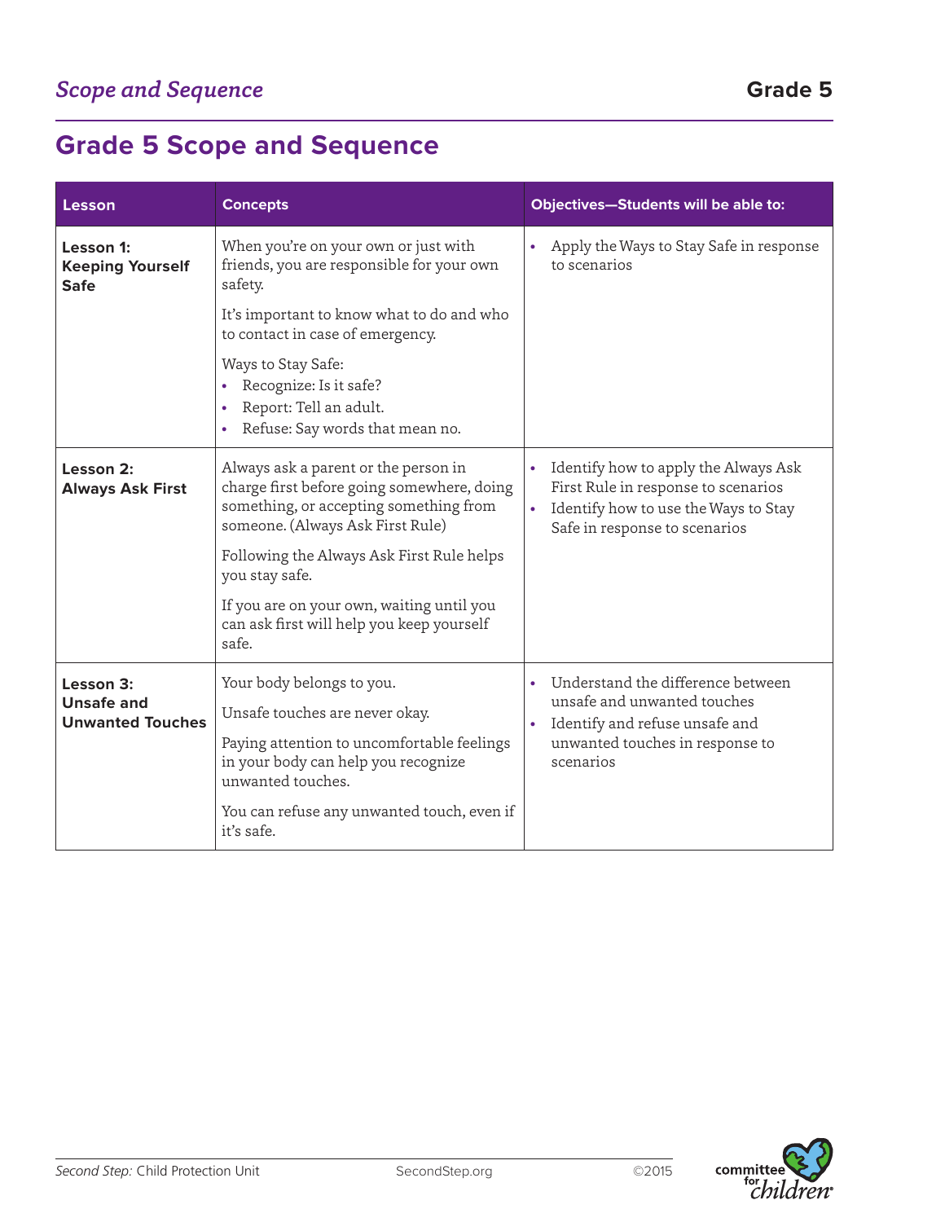# Grade 5 Scope and Sequence

| Lesson | Concepts | Objectives—Students will be able to: |
|---|---|---|
| **Lesson 1: Keeping Yourself Safe** | When you're on your own or just with friends, you are responsible for your own safety.<br><br>It's important to know what to do and who to contact in case of emergency.<br><br>Ways to Stay Safe:<br>• Recognize: Is it safe?<br>• Report: Tell an adult.<br>• Refuse: Say words that mean no. | • Apply the Ways to Stay Safe in response to scenarios |
| **Lesson 2: Always Ask First** | Always ask a parent or the person in charge first before going somewhere, doing something, or accepting something from someone. (Always Ask First Rule)<br><br>Following the Always Ask First Rule helps you stay safe.<br><br>If you are on your own, waiting until you can ask first will help you keep yourself safe. | • Identify how to apply the Always Ask First Rule in response to scenarios<br>• Identify how to use the Ways to Stay Safe in response to scenarios |
| **Lesson 3: Unsafe and Unwanted Touches** | Your body belongs to you.<br><br>Unsafe touches are never okay.<br><br>Paying attention to uncomfortable feelings in your body can help you recognize unwanted touches.<br><br>You can refuse any unwanted touch, even if it's safe. | • Understand the difference between unsafe and unwanted touches<br>• Identify and refuse unsafe and unwanted touches in response to scenarios |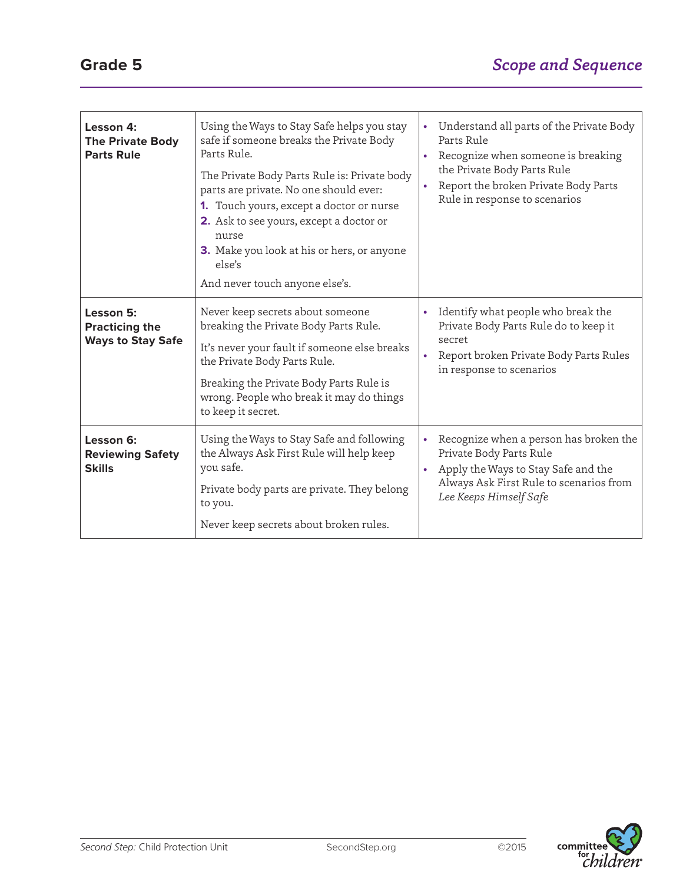| | | |
|---|---|---|
| **Lesson 4: The Private Body Parts Rule** | Using the Ways to Stay Safe helps you stay safe if someone breaks the Private Body Parts Rule.<br><br>The Private Body Parts Rule is: Private body parts are private. No one should ever:<br>**1.** Touch yours, except a doctor or nurse<br>**2.** Ask to see yours, except a doctor or nurse<br>**3.** Make you look at his or hers, or anyone else's<br><br>And never touch anyone else's. | • Understand all parts of the Private Body Parts Rule<br>• Recognize when someone is breaking the Private Body Parts Rule<br>• Report the broken Private Body Parts Rule in response to scenarios |
| **Lesson 5: Practicing the Ways to Stay Safe** | Never keep secrets about someone breaking the Private Body Parts Rule.<br><br>It's never your fault if someone else breaks the Private Body Parts Rule.<br><br>Breaking the Private Body Parts Rule is wrong. People who break it may do things to keep it secret. | • Identify what people who break the Private Body Parts Rule do to keep it secret<br>• Report broken Private Body Parts Rules in response to scenarios |
| **Lesson 6: Reviewing Safety Skills** | Using the Ways to Stay Safe and following the Always Ask First Rule will help keep you safe.<br><br>Private body parts are private. They belong to you.<br><br>Never keep secrets about broken rules. | • Recognize when a person has broken the Private Body Parts Rule<br>• Apply the Ways to Stay Safe and the Always Ask First Rule to scenarios from *Lee Keeps Himself Safe* |